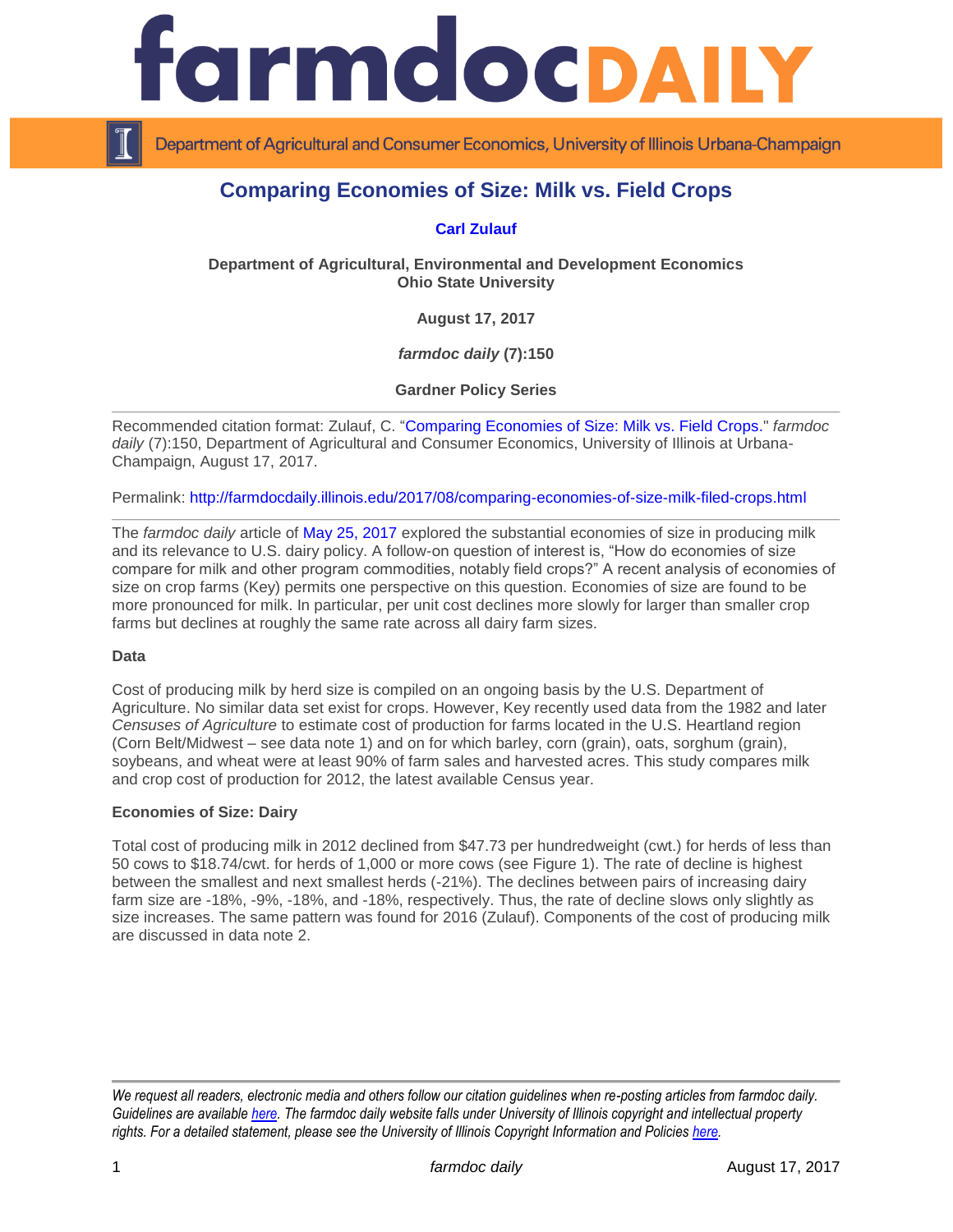# Comparing Economies of Size: Milk vs. Field Crops

**Carl Zulauf**

**Department of Agricultural, Environmental and Development Economics**
**Ohio State University**

**August 17, 2017**

***farmdoc daily* (7):150**

**Gardner Policy Series**

---

Recommended citation format: Zulauf, C. "Comparing Economies of Size: Milk vs. Field Crops." *farmdoc daily* (7):150, Department of Agricultural and Consumer Economics, University of Illinois at Urbana-Champaign, August 17, 2017.

Permalink: http://farmdocdaily.illinois.edu/2017/08/comparing-economies-of-size-milk-filed-crops.html

---

The *farmdoc daily* article of May 25, 2017 explored the substantial economies of size in producing milk and its relevance to U.S. dairy policy. A follow-on question of interest is, "How do economies of size compare for milk and other program commodities, notably field crops?" A recent analysis of economies of size on crop farms (Key) permits one perspective on this question. Economies of size are found to be more pronounced for milk. In particular, per unit cost declines more slowly for larger than smaller crop farms but declines at roughly the same rate across all dairy farm sizes.

**Data**

Cost of producing milk by herd size is compiled on an ongoing basis by the U.S. Department of Agriculture. No similar data set exist for crops. However, Key recently used data from the 1982 and later *Censuses of Agriculture* to estimate cost of production for farms located in the U.S. Heartland region (Corn Belt/Midwest – see data note 1) and on for which barley, corn (grain), oats, sorghum (grain), soybeans, and wheat were at least 90% of farm sales and harvested acres. This study compares milk and crop cost of production for 2012, the latest available Census year.

**Economies of Size: Dairy**

Total cost of producing milk in 2012 declined from $47.73 per hundredweight (cwt.) for herds of less than 50 cows to $18.74/cwt. for herds of 1,000 or more cows (see Figure 1). The rate of decline is highest between the smallest and next smallest herds (-21%). The declines between pairs of increasing dairy farm size are -18%, -9%, -18%, and -18%, respectively. Thus, the rate of decline slows only slightly as size increases. The same pattern was found for 2016 (Zulauf). Components of the cost of producing milk are discussed in data note 2.

---

*We request all readers, electronic media and others follow our citation guidelines when re-posting articles from farmdoc daily. Guidelines are available here. The farmdoc daily website falls under University of Illinois copyright and intellectual property rights. For a detailed statement, please see the University of Illinois Copyright Information and Policies here.*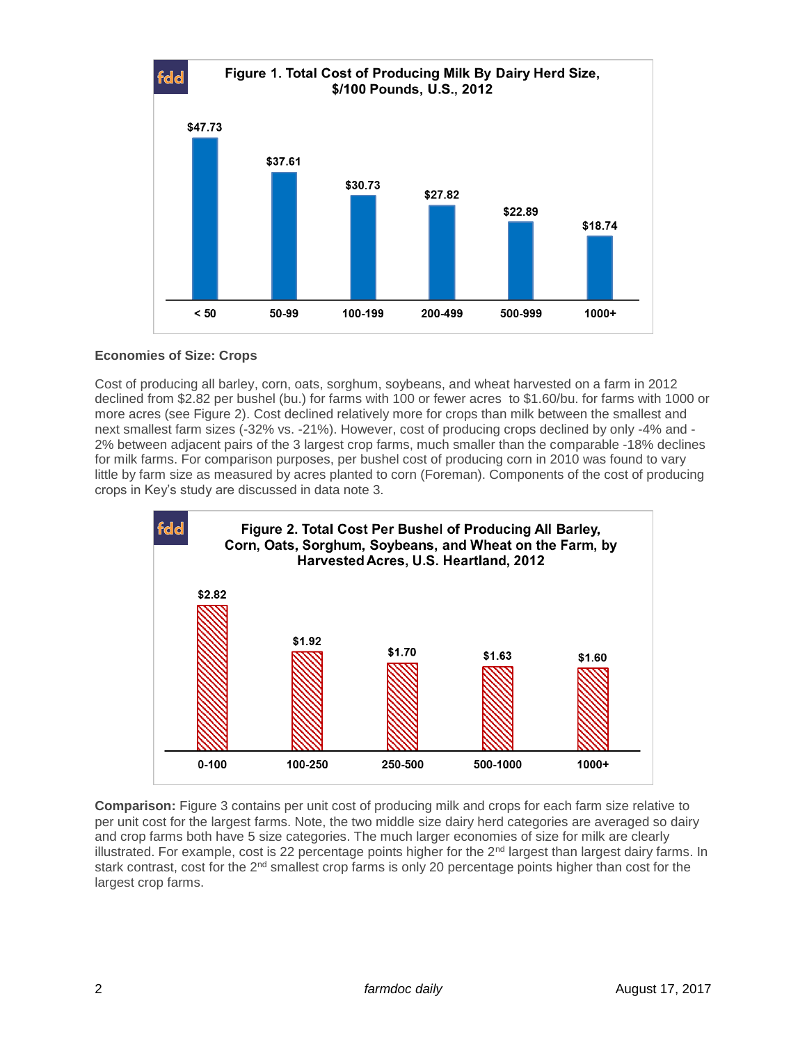fdd

**Figure 1. Total Cost of Producing Milk By Dairy Herd Size, $/100 Pounds, U.S., 2012**

$47.73
$37.61
$30.73
$27.82
$22.89
$18.74

< 50
50-99
100-199
200-499
500-999
1000+

**Economies of Size: Crops**

Cost of producing all barley, corn, oats, sorghum, soybeans, and wheat harvested on a farm in 2012 declined from $2.82 per bushel (bu.) for farms with 100 or fewer acres to $1.60/bu. for farms with 1000 or more acres (see Figure 2). Cost declined relatively more for crops than milk between the smallest and next smallest farm sizes (-32% vs. -21%). However, cost of producing crops declined by only -4% and -2% between adjacent pairs of the 3 largest crop farms, much smaller than the comparable -18% declines for milk farms. For comparison purposes, per bushel cost of producing corn in 2010 was found to vary little by farm size as measured by acres planted to corn (Foreman). Components of the cost of producing crops in Key's study are discussed in data note 3.

fdd

**Figure 2. Total Cost Per Bushel of Producing All Barley, Corn, Oats, Sorghum, Soybeans, and Wheat on the Farm, by Harvested Acres, U.S. Heartland, 2012**

$2.82
$1.92
$1.70
$1.63
$1.60

0-100
100-250
250-500
500-1000
1000+

**Comparison:** Figure 3 contains per unit cost of producing milk and crops for each farm size relative to per unit cost for the largest farms. Note, the two middle size dairy herd categories are averaged so dairy and crop farms both have 5 size categories. The much larger economies of size for milk are clearly illustrated. For example, cost is 22 percentage points higher for the 2nd largest than largest dairy farms. In stark contrast, cost for the 2nd smallest crop farms is only 20 percentage points higher than cost for the largest crop farms.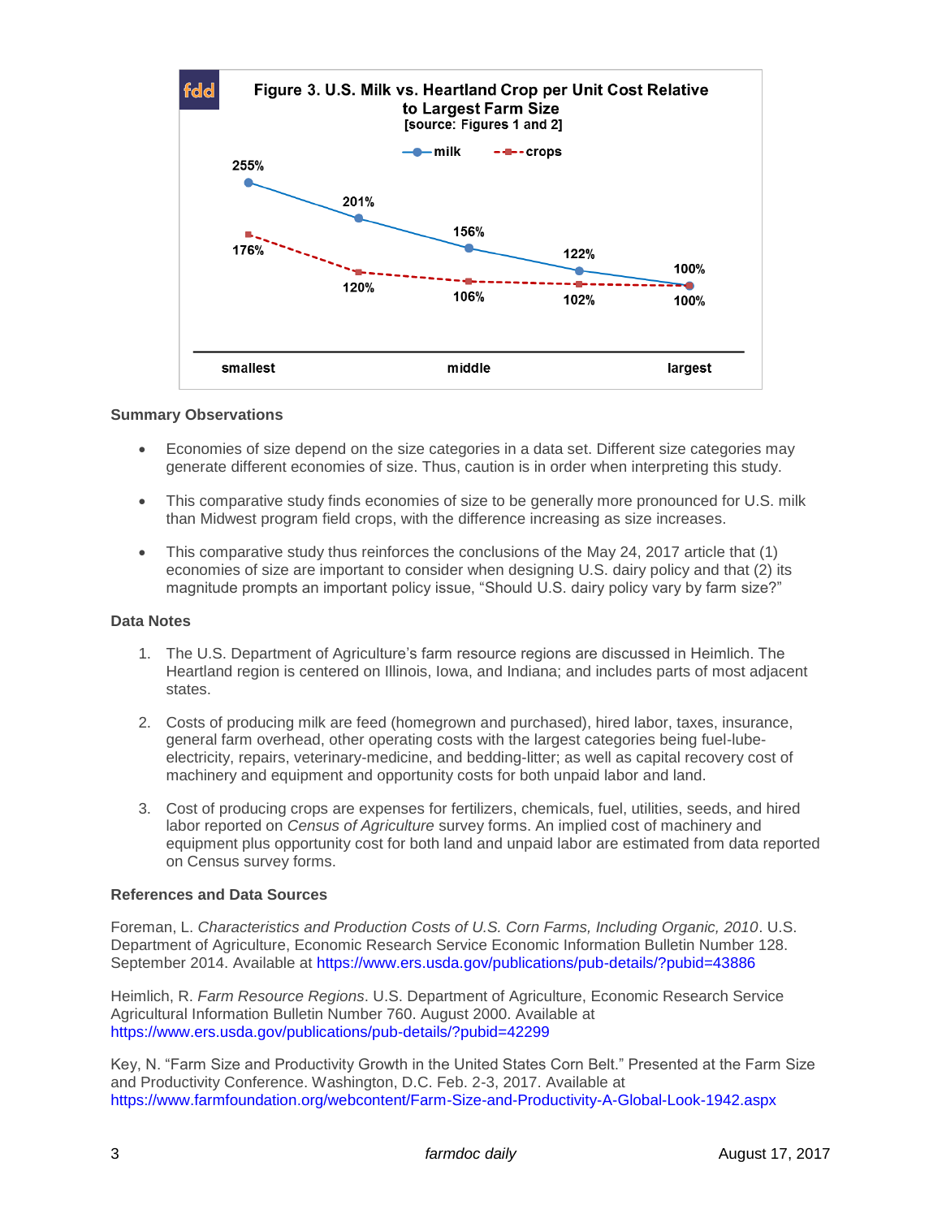fdd

Figure 3. U.S. Milk vs. Heartland Crop per Unit Cost Relative to Largest Farm Size
[source: Figures 1 and 2]

milk
crops

255%
201%
156%
122%
100%

176%
120%
106%
102%
100%

smallest
middle
largest

### Summary Observations

- Economies of size depend on the size categories in a data set. Different size categories may generate different economies of size. Thus, caution is in order when interpreting this study.
- This comparative study finds economies of size to be generally more pronounced for U.S. milk than Midwest program field crops, with the difference increasing as size increases.
- This comparative study thus reinforces the conclusions of the May 24, 2017 article that (1) economies of size are important to consider when designing U.S. dairy policy and that (2) its magnitude prompts an important policy issue, "Should U.S. dairy policy vary by farm size?"

### Data Notes

1. The U.S. Department of Agriculture's farm resource regions are discussed in Heimlich. The Heartland region is centered on Illinois, Iowa, and Indiana; and includes parts of most adjacent states.
2. Costs of producing milk are feed (homegrown and purchased), hired labor, taxes, insurance, general farm overhead, other operating costs with the largest categories being fuel-lube-electricity, repairs, veterinary-medicine, and bedding-litter; as well as capital recovery cost of machinery and equipment and opportunity costs for both unpaid labor and land.
3. Cost of producing crops are expenses for fertilizers, chemicals, fuel, utilities, seeds, and hired labor reported on *Census of Agriculture* survey forms. An implied cost of machinery and equipment plus opportunity cost for both land and unpaid labor are estimated from data reported on Census survey forms.

### References and Data Sources

Foreman, L. *Characteristics and Production Costs of U.S. Corn Farms, Including Organic, 2010*. U.S. Department of Agriculture, Economic Research Service Economic Information Bulletin Number 128. September 2014. Available at https://www.ers.usda.gov/publications/pub-details/?pubid=43886

Heimlich, R. *Farm Resource Regions*. U.S. Department of Agriculture, Economic Research Service Agricultural Information Bulletin Number 760. August 2000. Available at https://www.ers.usda.gov/publications/pub-details/?pubid=42299

Key, N. "Farm Size and Productivity Growth in the United States Corn Belt." Presented at the Farm Size and Productivity Conference. Washington, D.C. Feb. 2-3, 2017. Available at https://www.farmfoundation.org/webcontent/Farm-Size-and-Productivity-A-Global-Look-1942.aspx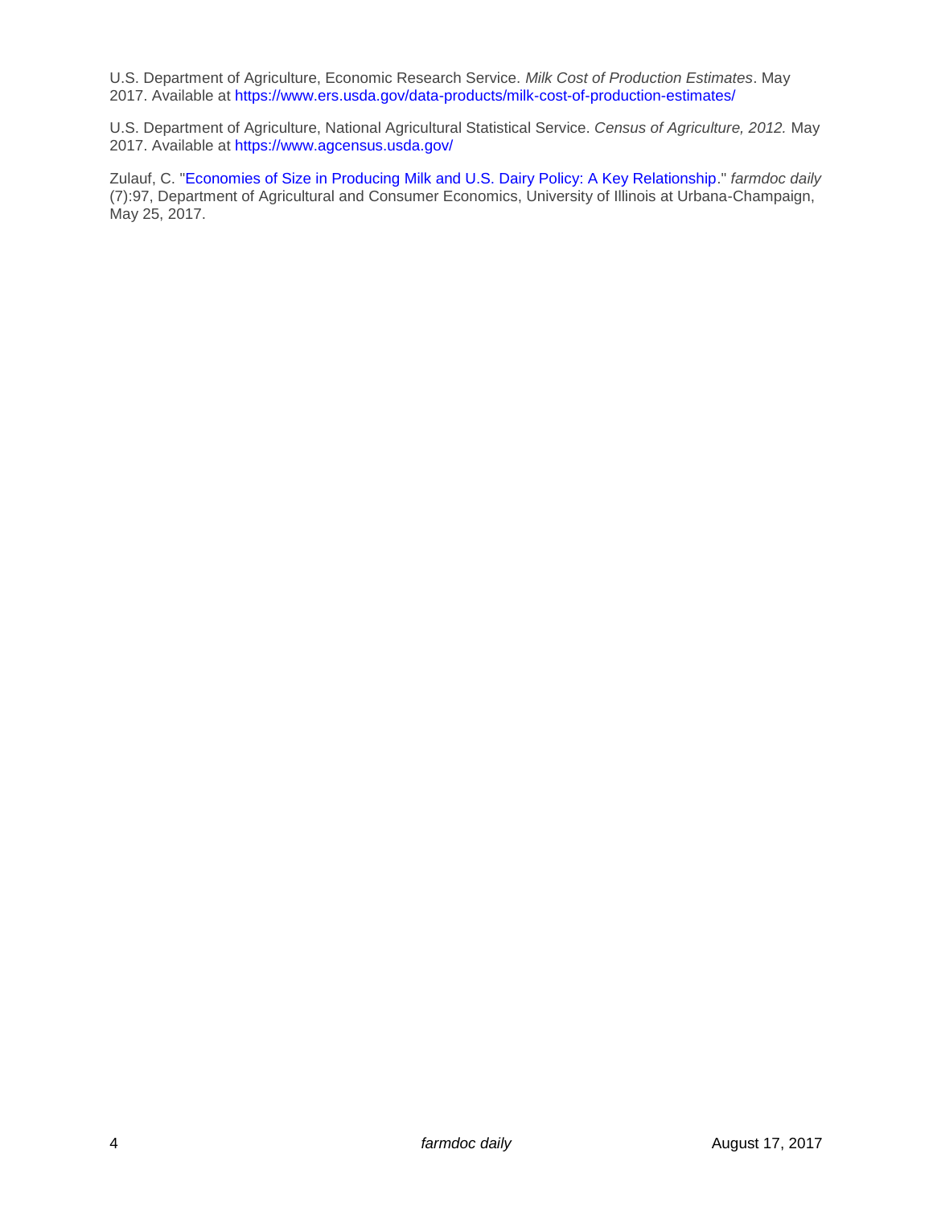U.S. Department of Agriculture, Economic Research Service. *Milk Cost of Production Estimates*. May 2017. Available at https://www.ers.usda.gov/data-products/milk-cost-of-production-estimates/

U.S. Department of Agriculture, National Agricultural Statistical Service. *Census of Agriculture, 2012.* May 2017. Available at https://www.agcensus.usda.gov/

Zulauf, C. "Economies of Size in Producing Milk and U.S. Dairy Policy: A Key Relationship." *farmdoc daily* (7):97, Department of Agricultural and Consumer Economics, University of Illinois at Urbana-Champaign, May 25, 2017.